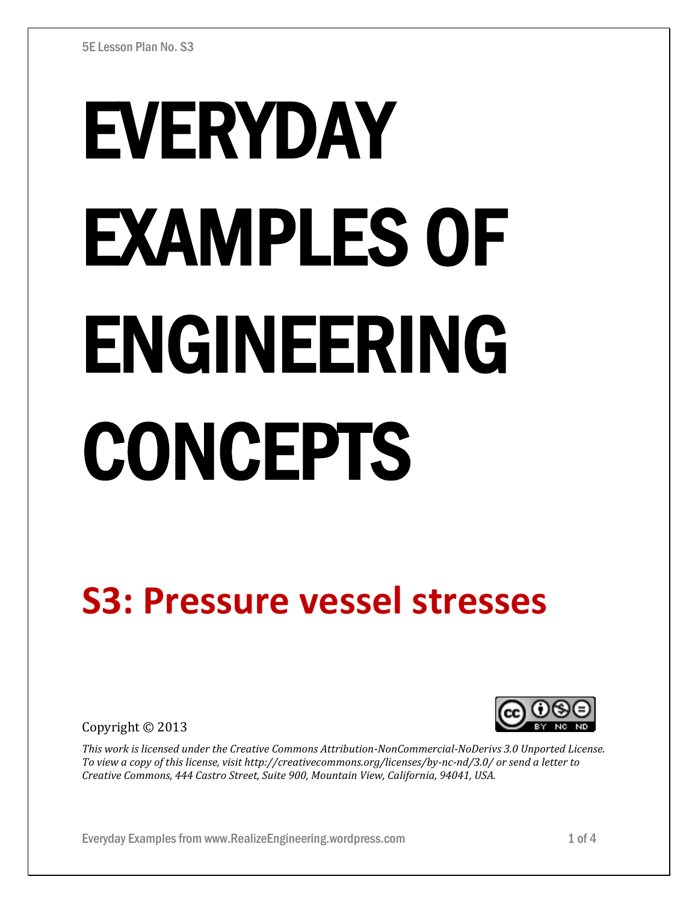5E Lesson Plan No. S3

# EVERYDAY EXAMPLES OF ENGINEERING CONCEPTS

## S3: Pressure vessel stresses

Copyright © 2013

*This work is licensed under the Creative Commons Attribution-NonCommercial-NoDerivs 3.0 Unported License. To view a copy of this license, visit http://creativecommons.org/licenses/by-nc-nd/3.0/ or send a letter to Creative Commons, 444 Castro Street, Suite 900, Mountain View, California, 94041, USA.*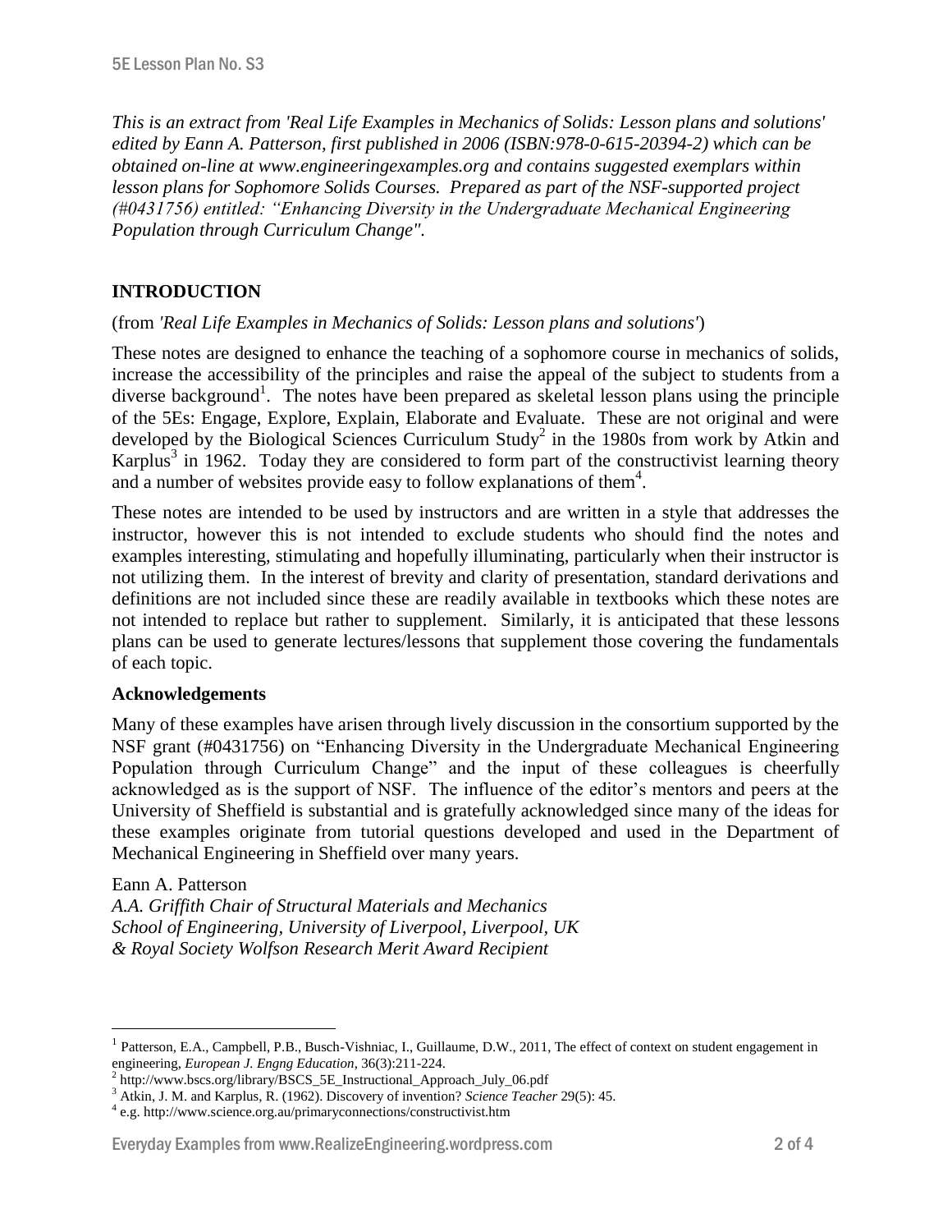*This is an extract from 'Real Life Examples in Mechanics of Solids: Lesson plans and solutions' edited by Eann A. Patterson, first published in 2006 (ISBN:978-0-615-20394-2) which can be obtained on-line at www.engineeringexamples.org and contains suggested exemplars within lesson plans for Sophomore Solids Courses. Prepared as part of the NSF-supported project (#0431756) entitled: "Enhancing Diversity in the Undergraduate Mechanical Engineering Population through Curriculum Change".*

## INTRODUCTION

(from *'Real Life Examples in Mechanics of Solids: Lesson plans and solutions'*)

These notes are designed to enhance the teaching of a sophomore course in mechanics of solids, increase the accessibility of the principles and raise the appeal of the subject to students from a diverse background[1]. The notes have been prepared as skeletal lesson plans using the principle of the 5Es: Engage, Explore, Explain, Elaborate and Evaluate. These are not original and were developed by the Biological Sciences Curriculum Study[2] in the 1980s from work by Atkin and Karplus[3] in 1962. Today they are considered to form part of the constructivist learning theory and a number of websites provide easy to follow explanations of them[4].

These notes are intended to be used by instructors and are written in a style that addresses the instructor, however this is not intended to exclude students who should find the notes and examples interesting, stimulating and hopefully illuminating, particularly when their instructor is not utilizing them. In the interest of brevity and clarity of presentation, standard derivations and definitions are not included since these are readily available in textbooks which these notes are not intended to replace but rather to supplement. Similarly, it is anticipated that these lessons plans can be used to generate lectures/lessons that supplement those covering the fundamentals of each topic.

### Acknowledgements

Many of these examples have arisen through lively discussion in the consortium supported by the NSF grant (#0431756) on "Enhancing Diversity in the Undergraduate Mechanical Engineering Population through Curriculum Change" and the input of these colleagues is cheerfully acknowledged as is the support of NSF. The influence of the editor's mentors and peers at the University of Sheffield is substantial and is gratefully acknowledged since many of the ideas for these examples originate from tutorial questions developed and used in the Department of Mechanical Engineering in Sheffield over many years.

Eann A. Patterson
*A.A. Griffith Chair of Structural Materials and Mechanics*
*School of Engineering, University of Liverpool, Liverpool, UK*
*& Royal Society Wolfson Research Merit Award Recipient*

---

[1] Patterson, E.A., Campbell, P.B., Busch-Vishniac, I., Guillaume, D.W., 2011, The effect of context on student engagement in engineering, *European J. Engng Education*, 36(3):211-224.

[2] http://www.bscs.org/library/BSCS_5E_Instructional_Approach_July_06.pdf

[3] Atkin, J. M. and Karplus, R. (1962). Discovery of invention? *Science Teacher* 29(5): 45.

[4] e.g. http://www.science.org.au/primaryconnections/constructivist.htm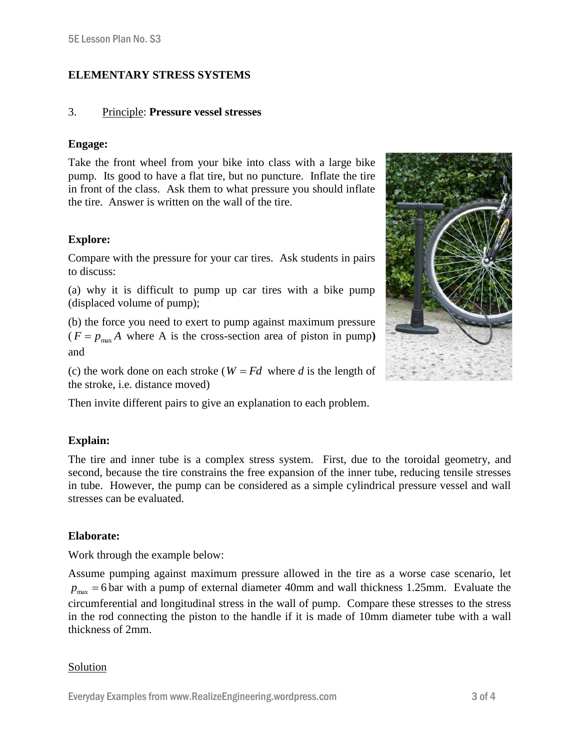## ELEMENTARY STRESS SYSTEMS

### 3. Principle: **Pressure vessel stresses**

**Engage:**

Take the front wheel from your bike into class with a large bike pump. Its good to have a flat tire, but no puncture. Inflate the tire in front of the class. Ask them to what pressure you should inflate the tire. Answer is written on the wall of the tire.

**Explore:**

Compare with the pressure for your car tires. Ask students in pairs to discuss:

(a) why it is difficult to pump up car tires with a bike pump (displaced volume of pump);

(b) the force you need to exert to pump against maximum pressure ($F = p_{max} A$ where A is the cross-section area of piston in pump**)** and

(c) the work done on each stroke ($W = Fd$ where *d* is the length of the stroke, i.e. distance moved)

Then invite different pairs to give an explanation to each problem.

**Explain:**

The tire and inner tube is a complex stress system. First, due to the toroidal geometry, and second, because the tire constrains the free expansion of the inner tube, reducing tensile stresses in tube. However, the pump can be considered as a simple cylindrical pressure vessel and wall stresses can be evaluated.

**Elaborate:**

Work through the example below:

Assume pumping against maximum pressure allowed in the tire as a worse case scenario, let $p_{max} = 6$ bar with a pump of external diameter 40mm and wall thickness 1.25mm. Evaluate the circumferential and longitudinal stress in the wall of pump. Compare these stresses to the stress in the rod connecting the piston to the handle if it is made of 10mm diameter tube with a wall thickness of 2mm.

Solution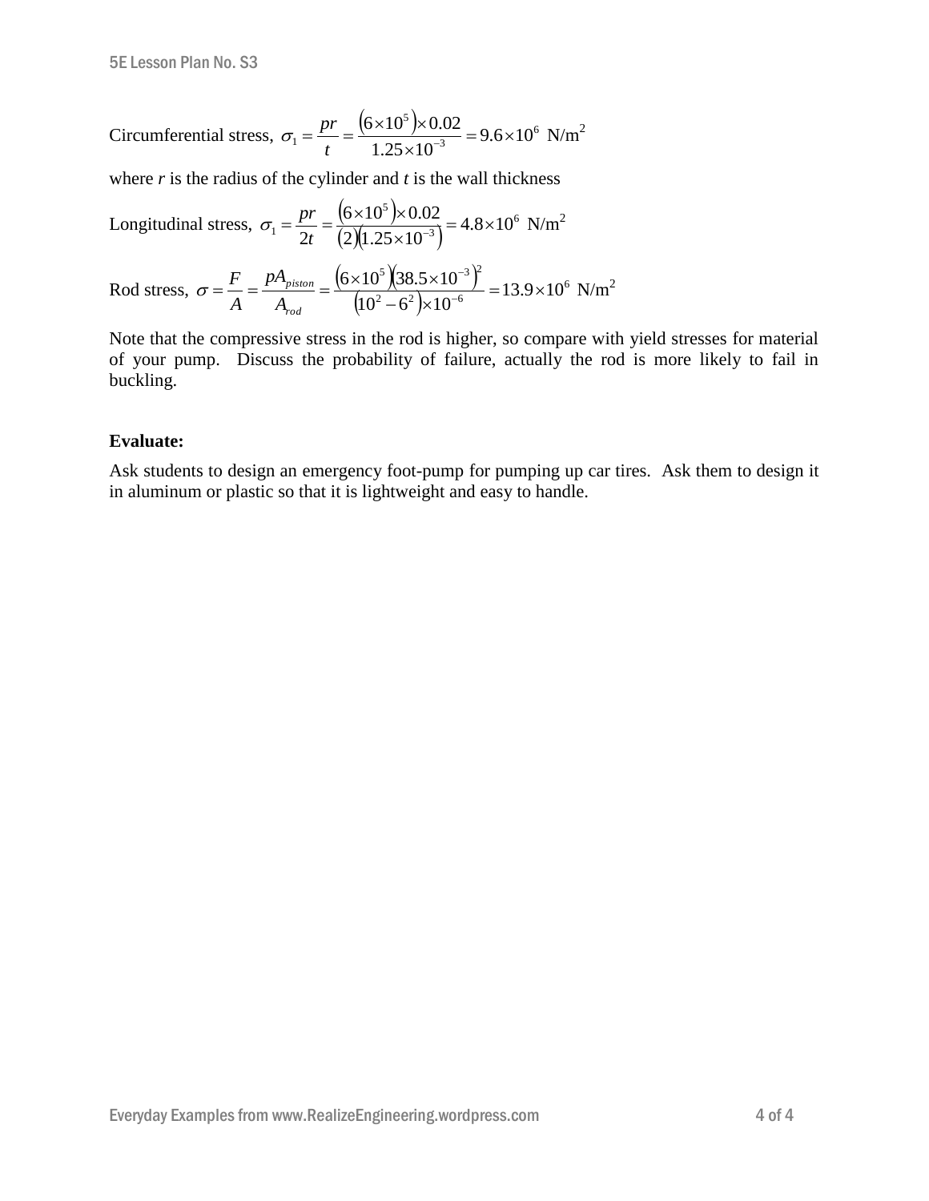Circumferential stress, $\sigma_1 = \frac{pr}{t} = \frac{(6 \times 10^5) \times 0.02}{1.25 \times 10^{-3}} = 9.6 \times 10^6 \text{ N/m}^2$

where *r* is the radius of the cylinder and *t* is the wall thickness

Longitudinal stress, $\sigma_1 = \frac{pr}{2t} = \frac{(6 \times 10^5) \times 0.02}{(2)(1.25 \times 10^{-3})} = 4.8 \times 10^6 \text{ N/m}^2$

Rod stress, $\sigma = \frac{F}{A} = \frac{pA_{piston}}{A_{rod}} = \frac{(6 \times 10^5)(38.5 \times 10^{-3})^2}{(10^2 - 6^2) \times 10^{-6}} = 13.9 \times 10^6 \text{ N/m}^2$

Note that the compressive stress in the rod is higher, so compare with yield stresses for material of your pump. Discuss the probability of failure, actually the rod is more likely to fail in buckling.

**Evaluate:**

Ask students to design an emergency foot-pump for pumping up car tires. Ask them to design it in aluminum or plastic so that it is lightweight and easy to handle.